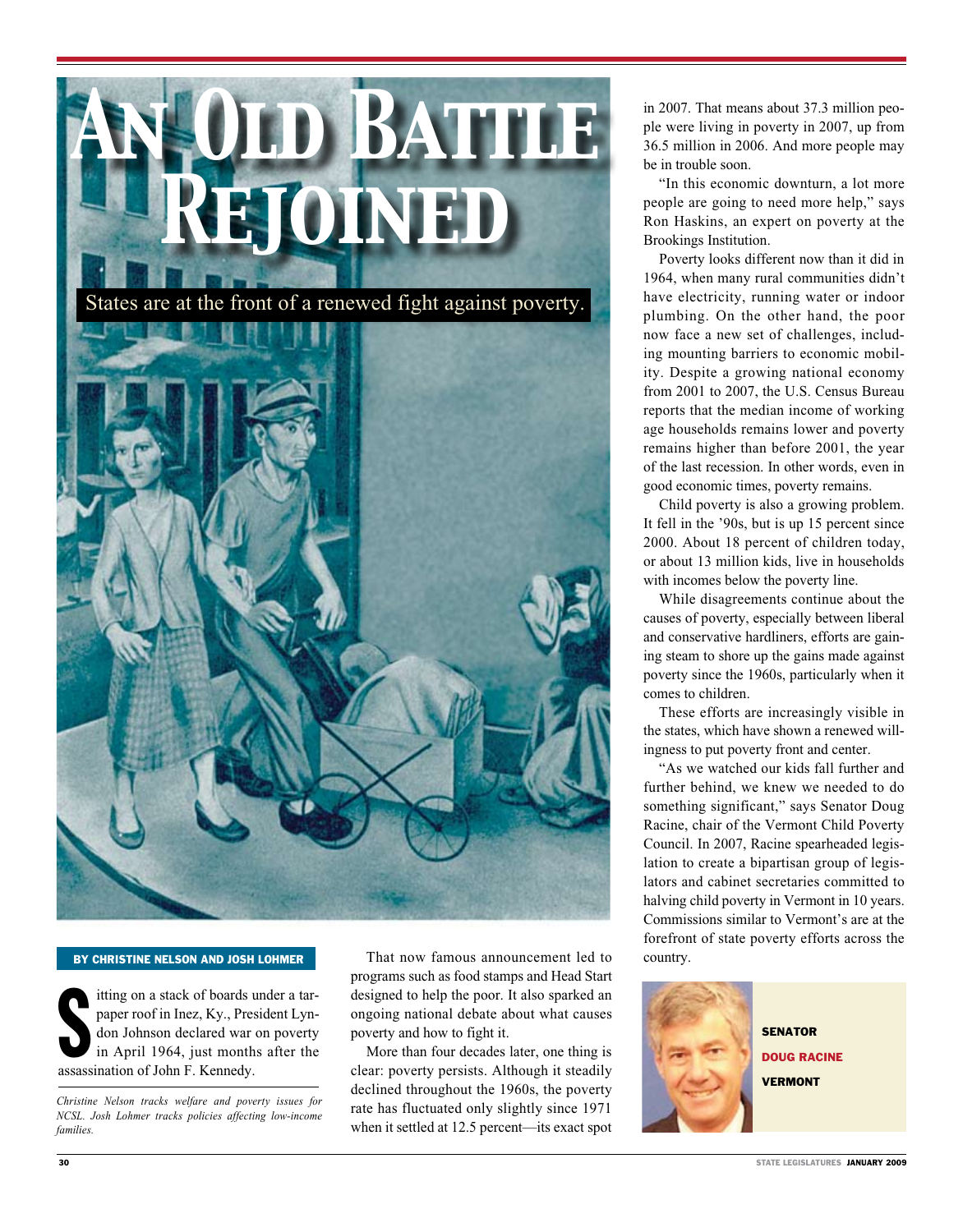# An Old Battle Rejoined

States are at the front of a renewed fight against poverty.

**BY CHRISTINE NELSON AND JOSH LOHMER**

Sitting on a stack of boards under a tar-paper roof in Inez, Ky., President Lyndon Johnson declared war on poverty in April 1964, just months after the assassination of John F. Kennedy.

*Christine Nelson tracks welfare and poverty issues for NCSL. Josh Lohmer tracks policies affecting low-income families.*

That now famous announcement led to programs such as food stamps and Head Start designed to help the poor. It also sparked an ongoing national debate about what causes poverty and how to fight it.

More than four decades later, one thing is clear: poverty persists. Although it steadily declined throughout the 1960s, the poverty rate has fluctuated only slightly since 1971 when it settled at 12.5 percent—its exact spot in 2007. That means about 37.3 million people were living in poverty in 2007, up from 36.5 million in 2006. And more people may be in trouble soon.

"In this economic downturn, a lot more people are going to need more help," says Ron Haskins, an expert on poverty at the Brookings Institution.

Poverty looks different now than it did in 1964, when many rural communities didn't have electricity, running water or indoor plumbing. On the other hand, the poor now face a new set of challenges, including mounting barriers to economic mobility. Despite a growing national economy from 2001 to 2007, the U.S. Census Bureau reports that the median income of working age households remains lower and poverty remains higher than before 2001, the year of the last recession. In other words, even in good economic times, poverty remains.

Child poverty is also a growing problem. It fell in the '90s, but is up 15 percent since 2000. About 18 percent of children today, or about 13 million kids, live in households with incomes below the poverty line.

While disagreements continue about the causes of poverty, especially between liberal and conservative hardliners, efforts are gaining steam to shore up the gains made against poverty since the 1960s, particularly when it comes to children.

These efforts are increasingly visible in the states, which have shown a renewed willingness to put poverty front and center.

"As we watched our kids fall further and further behind, we knew we needed to do something significant," says Senator Doug Racine, chair of the Vermont Child Poverty Council. In 2007, Racine spearheaded legislation to create a bipartisan group of legislators and cabinet secretaries committed to halving child poverty in Vermont in 10 years. Commissions similar to Vermont's are at the forefront of state poverty efforts across the country.

**SENATOR**
**DOUG RACINE**
**VERMONT**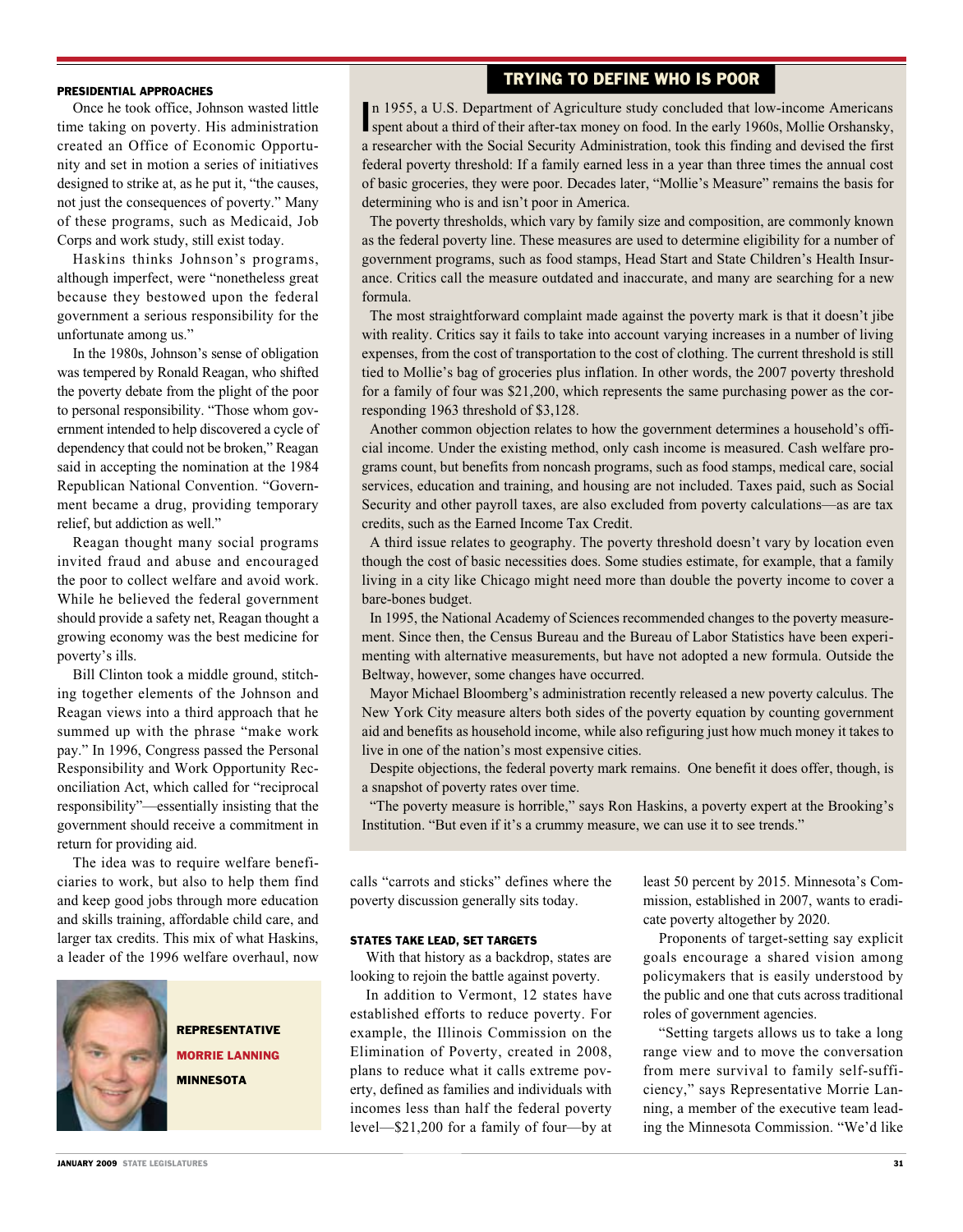### PRESIDENTIAL APPROACHES

Once he took office, Johnson wasted little time taking on poverty. His administration created an Office of Economic Opportunity and set in motion a series of initiatives designed to strike at, as he put it, "the causes, not just the consequences of poverty." Many of these programs, such as Medicaid, Job Corps and work study, still exist today.

Haskins thinks Johnson's programs, although imperfect, were "nonetheless great because they bestowed upon the federal government a serious responsibility for the unfortunate among us."

In the 1980s, Johnson's sense of obligation was tempered by Ronald Reagan, who shifted the poverty debate from the plight of the poor to personal responsibility. "Those whom government intended to help discovered a cycle of dependency that could not be broken," Reagan said in accepting the nomination at the 1984 Republican National Convention. "Government became a drug, providing temporary relief, but addiction as well."

Reagan thought many social programs invited fraud and abuse and encouraged the poor to collect welfare and avoid work. While he believed the federal government should provide a safety net, Reagan thought a growing economy was the best medicine for poverty's ills.

Bill Clinton took a middle ground, stitching together elements of the Johnson and Reagan views into a third approach that he summed up with the phrase "make work pay." In 1996, Congress passed the Personal Responsibility and Work Opportunity Reconciliation Act, which called for "reciprocal responsibility"—essentially insisting that the government should receive a commitment in return for providing aid.

The idea was to require welfare beneficiaries to work, but also to help them find and keep good jobs through more education and skills training, affordable child care, and larger tax credits. This mix of what Haskins, a leader of the 1996 welfare overhaul, now calls "carrots and sticks" defines where the poverty discussion generally sits today.

## TRYING TO DEFINE WHO IS POOR

In 1955, a U.S. Department of Agriculture study concluded that low-income Americans spent about a third of their after-tax money on food. In the early 1960s, Mollie Orshansky, a researcher with the Social Security Administration, took this finding and devised the first federal poverty threshold: If a family earned less in a year than three times the annual cost of basic groceries, they were poor. Decades later, "Mollie's Measure" remains the basis for determining who is and isn't poor in America.

The poverty thresholds, which vary by family size and composition, are commonly known as the federal poverty line. These measures are used to determine eligibility for a number of government programs, such as food stamps, Head Start and State Children's Health Insurance. Critics call the measure outdated and inaccurate, and many are searching for a new formula.

The most straightforward complaint made against the poverty mark is that it doesn't jibe with reality. Critics say it fails to take into account varying increases in a number of living expenses, from the cost of transportation to the cost of clothing. The current threshold is still tied to Mollie's bag of groceries plus inflation. In other words, the 2007 poverty threshold for a family of four was $21,200, which represents the same purchasing power as the corresponding 1963 threshold of $3,128.

Another common objection relates to how the government determines a household's official income. Under the existing method, only cash income is measured. Cash welfare programs count, but benefits from noncash programs, such as food stamps, medical care, social services, education and training, and housing are not included. Taxes paid, such as Social Security and other payroll taxes, are also excluded from poverty calculations—as are tax credits, such as the Earned Income Tax Credit.

A third issue relates to geography. The poverty threshold doesn't vary by location even though the cost of basic necessities does. Some studies estimate, for example, that a family living in a city like Chicago might need more than double the poverty income to cover a bare-bones budget.

In 1995, the National Academy of Sciences recommended changes to the poverty measurement. Since then, the Census Bureau and the Bureau of Labor Statistics have been experimenting with alternative measurements, but have not adopted a new formula. Outside the Beltway, however, some changes have occurred.

Mayor Michael Bloomberg's administration recently released a new poverty calculus. The New York City measure alters both sides of the poverty equation by counting government aid and benefits as household income, while also refiguring just how much money it takes to live in one of the nation's most expensive cities.

Despite objections, the federal poverty mark remains. One benefit it does offer, though, is a snapshot of poverty rates over time.

"The poverty measure is horrible," says Ron Haskins, a poverty expert at the Brooking's Institution. "But even if it's a crummy measure, we can use it to see trends."

### STATES TAKE LEAD, SET TARGETS

With that history as a backdrop, states are looking to rejoin the battle against poverty.

In addition to Vermont, 12 states have established efforts to reduce poverty. For example, the Illinois Commission on the Elimination of Poverty, created in 2008, plans to reduce what it calls extreme poverty, defined as families and individuals with incomes less than half the federal poverty level—$21,200 for a family of four—by at least 50 percent by 2015. Minnesota's Commission, established in 2007, wants to eradicate poverty altogether by 2020.

Proponents of target-setting say explicit goals encourage a shared vision among policymakers that is easily understood by the public and one that cuts across traditional roles of government agencies.

"Setting targets allows us to take a long range view and to move the conversation from mere survival to family self-sufficiency," says Representative Morrie Lanning, a member of the executive team leading the Minnesota Commission. "We'd like

**REPRESENTATIVE MORRIE LANNING MINNESOTA**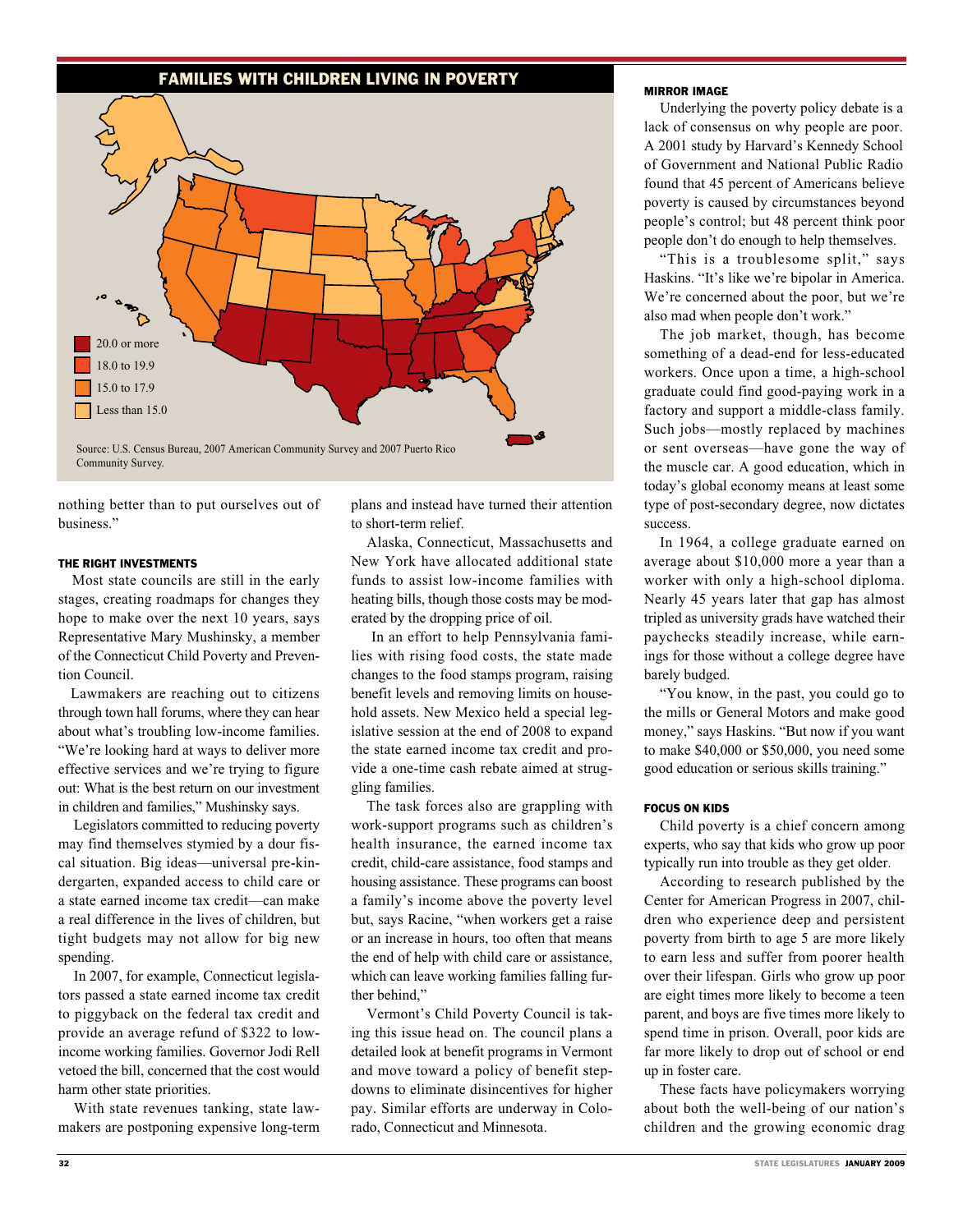## FAMILIES WITH CHILDREN LIVING IN POVERTY

- 20.0 or more
- 18.0 to 19.9
- 15.0 to 17.9
- Less than 15.0

Source: U.S. Census Bureau, 2007 American Community Survey and 2007 Puerto Rico Community Survey.

nothing better than to put ourselves out of business."

### THE RIGHT INVESTMENTS

Most state councils are still in the early stages, creating roadmaps for changes they hope to make over the next 10 years, says Representative Mary Mushinsky, a member of the Connecticut Child Poverty and Prevention Council.

Lawmakers are reaching out to citizens through town hall forums, where they can hear about what's troubling low-income families. "We're looking hard at ways to deliver more effective services and we're trying to figure out: What is the best return on our investment in children and families," Mushinsky says.

Legislators committed to reducing poverty may find themselves stymied by a dour fiscal situation. Big ideas—universal pre-kindergarten, expanded access to child care or a state earned income tax credit—can make a real difference in the lives of children, but tight budgets may not allow for big new spending.

In 2007, for example, Connecticut legislators passed a state earned income tax credit to piggyback on the federal tax credit and provide an average refund of $322 to low-income working families. Governor Jodi Rell vetoed the bill, concerned that the cost would harm other state priorities.

With state revenues tanking, state lawmakers are postponing expensive long-term plans and instead have turned their attention to short-term relief.

Alaska, Connecticut, Massachusetts and New York have allocated additional state funds to assist low-income families with heating bills, though those costs may be moderated by the dropping price of oil.

In an effort to help Pennsylvania families with rising food costs, the state made changes to the food stamps program, raising benefit levels and removing limits on household assets. New Mexico held a special legislative session at the end of 2008 to expand the state earned income tax credit and provide a one-time cash rebate aimed at struggling families.

The task forces also are grappling with work-support programs such as children's health insurance, the earned income tax credit, child-care assistance, food stamps and housing assistance. These programs can boost a family's income above the poverty level but, says Racine, "when workers get a raise or an increase in hours, too often that means the end of help with child care or assistance, which can leave working families falling further behind,"

Vermont's Child Poverty Council is taking this issue head on. The council plans a detailed look at benefit programs in Vermont and move toward a policy of benefit step-downs to eliminate disincentives for higher pay. Similar efforts are underway in Colorado, Connecticut and Minnesota.

### MIRROR IMAGE

Underlying the poverty policy debate is a lack of consensus on why people are poor. A 2001 study by Harvard's Kennedy School of Government and National Public Radio found that 45 percent of Americans believe poverty is caused by circumstances beyond people's control; but 48 percent think poor people don't do enough to help themselves.

"This is a troublesome split," says Haskins. "It's like we're bipolar in America. We're concerned about the poor, but we're also mad when people don't work."

The job market, though, has become something of a dead-end for less-educated workers. Once upon a time, a high-school graduate could find good-paying work in a factory and support a middle-class family. Such jobs—mostly replaced by machines or sent overseas—have gone the way of the muscle car. A good education, which in today's global economy means at least some type of post-secondary degree, now dictates success.

In 1964, a college graduate earned on average about $10,000 more a year than a worker with only a high-school diploma. Nearly 45 years later that gap has almost tripled as university grads have watched their paychecks steadily increase, while earnings for those without a college degree have barely budged.

"You know, in the past, you could go to the mills or General Motors and make good money," says Haskins. "But now if you want to make $40,000 or $50,000, you need some good education or serious skills training."

### FOCUS ON KIDS

Child poverty is a chief concern among experts, who say that kids who grow up poor typically run into trouble as they get older.

According to research published by the Center for American Progress in 2007, children who experience deep and persistent poverty from birth to age 5 are more likely to earn less and suffer from poorer health over their lifespan. Girls who grow up poor are eight times more likely to become a teen parent, and boys are five times more likely to spend time in prison. Overall, poor kids are far more likely to drop out of school or end up in foster care.

These facts have policymakers worrying about both the well-being of our nation's children and the growing economic drag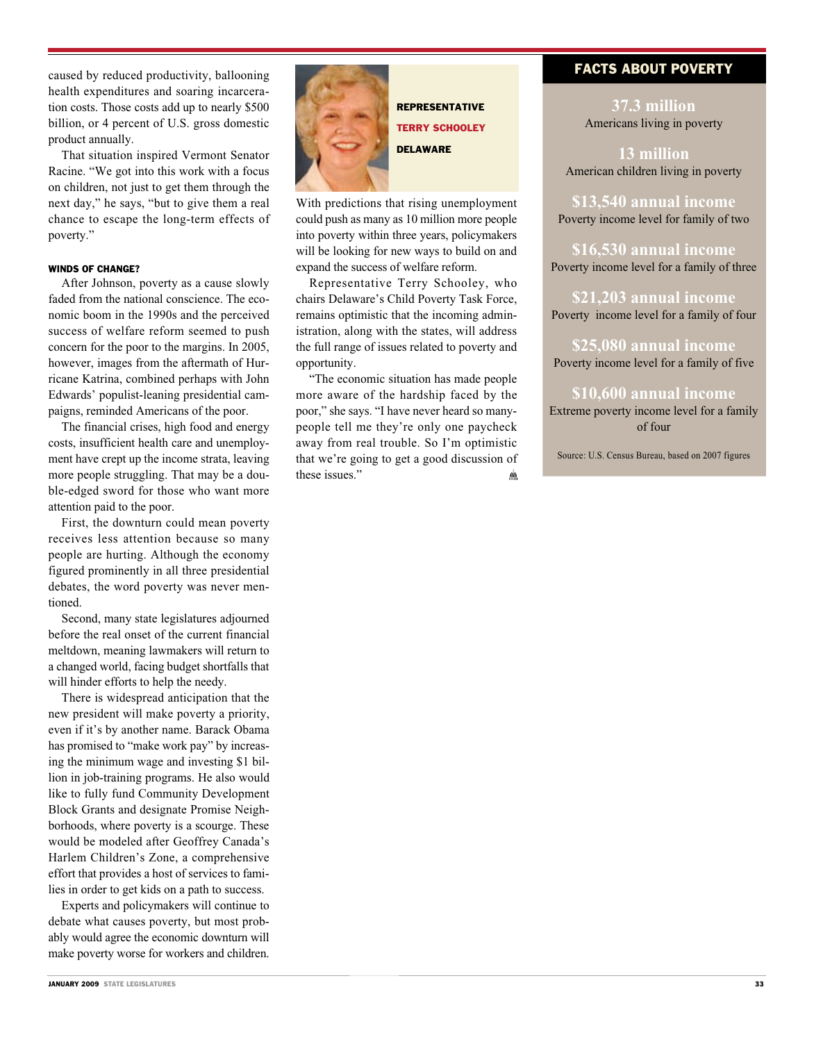caused by reduced productivity, ballooning health expenditures and soaring incarceration costs. Those costs add up to nearly $500 billion, or 4 percent of U.S. gross domestic product annually.

That situation inspired Vermont Senator Racine. "We got into this work with a focus on children, not just to get them through the next day," he says, "but to give them a real chance to escape the long-term effects of poverty."

#### WINDS OF CHANGE?

After Johnson, poverty as a cause slowly faded from the national conscience. The economic boom in the 1990s and the perceived success of welfare reform seemed to push concern for the poor to the margins. In 2005, however, images from the aftermath of Hurricane Katrina, combined perhaps with John Edwards' populist-leaning presidential campaigns, reminded Americans of the poor.

The financial crises, high food and energy costs, insufficient health care and unemployment have crept up the income strata, leaving more people struggling. That may be a double-edged sword for those who want more attention paid to the poor.

First, the downturn could mean poverty receives less attention because so many people are hurting. Although the economy figured prominently in all three presidential debates, the word poverty was never mentioned.

Second, many state legislatures adjourned before the real onset of the current financial meltdown, meaning lawmakers will return to a changed world, facing budget shortfalls that will hinder efforts to help the needy.

There is widespread anticipation that the new president will make poverty a priority, even if it's by another name. Barack Obama has promised to "make work pay" by increasing the minimum wage and investing $1 billion in job-training programs. He also would like to fully fund Community Development Block Grants and designate Promise Neighborhoods, where poverty is a scourge. These would be modeled after Geoffrey Canada's Harlem Children's Zone, a comprehensive effort that provides a host of services to families in order to get kids on a path to success.

Experts and policymakers will continue to debate what causes poverty, but most probably would agree the economic downturn will make poverty worse for workers and children.

**REPRESENTATIVE**
**TERRY SCHOOLEY**
**DELAWARE**

With predictions that rising unemployment could push as many as 10 million more people into poverty within three years, policymakers will be looking for new ways to build on and expand the success of welfare reform.

Representative Terry Schooley, who chairs Delaware's Child Poverty Task Force, remains optimistic that the incoming administration, along with the states, will address the full range of issues related to poverty and opportunity.

"The economic situation has made people more aware of the hardship faced by the poor," she says. "I have never heard so many people tell me they're only one paycheck away from real trouble. So I'm optimistic that we're going to get a good discussion of these issues."

### FACTS ABOUT POVERTY

**37.3 million**
Americans living in poverty

**13 million**
American children living in poverty

**$13,540 annual income**
Poverty income level for family of two

**$16,530 annual income**
Poverty income level for a family of three

**$21,203 annual income**
Poverty income level for a family of four

**$25,080 annual income**
Poverty income level for a family of five

**$10,600 annual income**
Extreme poverty income level for a family of four

Source: U.S. Census Bureau, based on 2007 figures